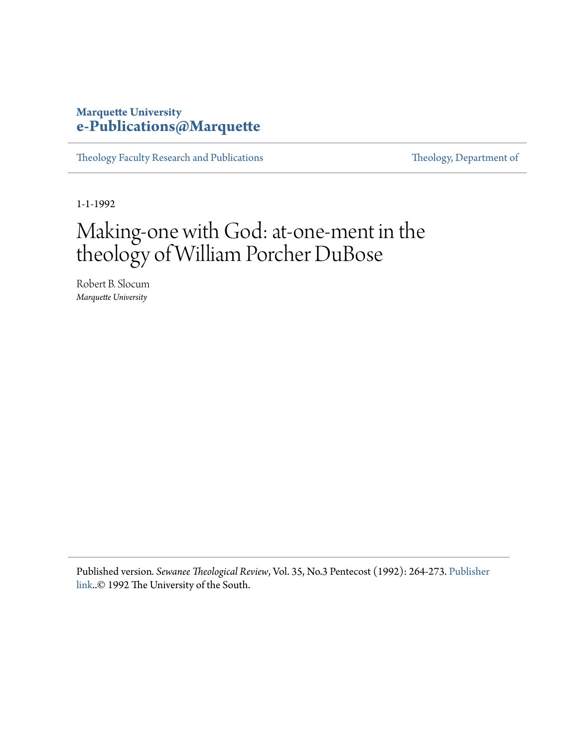Marquette University
**e-Publications@Marquette**

Theology Faculty Research and Publications | Theology, Department of

1-1-1992

# Making-one with God: at-one-ment in the theology of William Porcher DuBose

Robert B. Slocum
*Marquette University*

Published version. *Sewanee Theological Review*, Vol. 35, No.3 Pentecost (1992): 264-273. Publisher link..© 1992 The University of the South.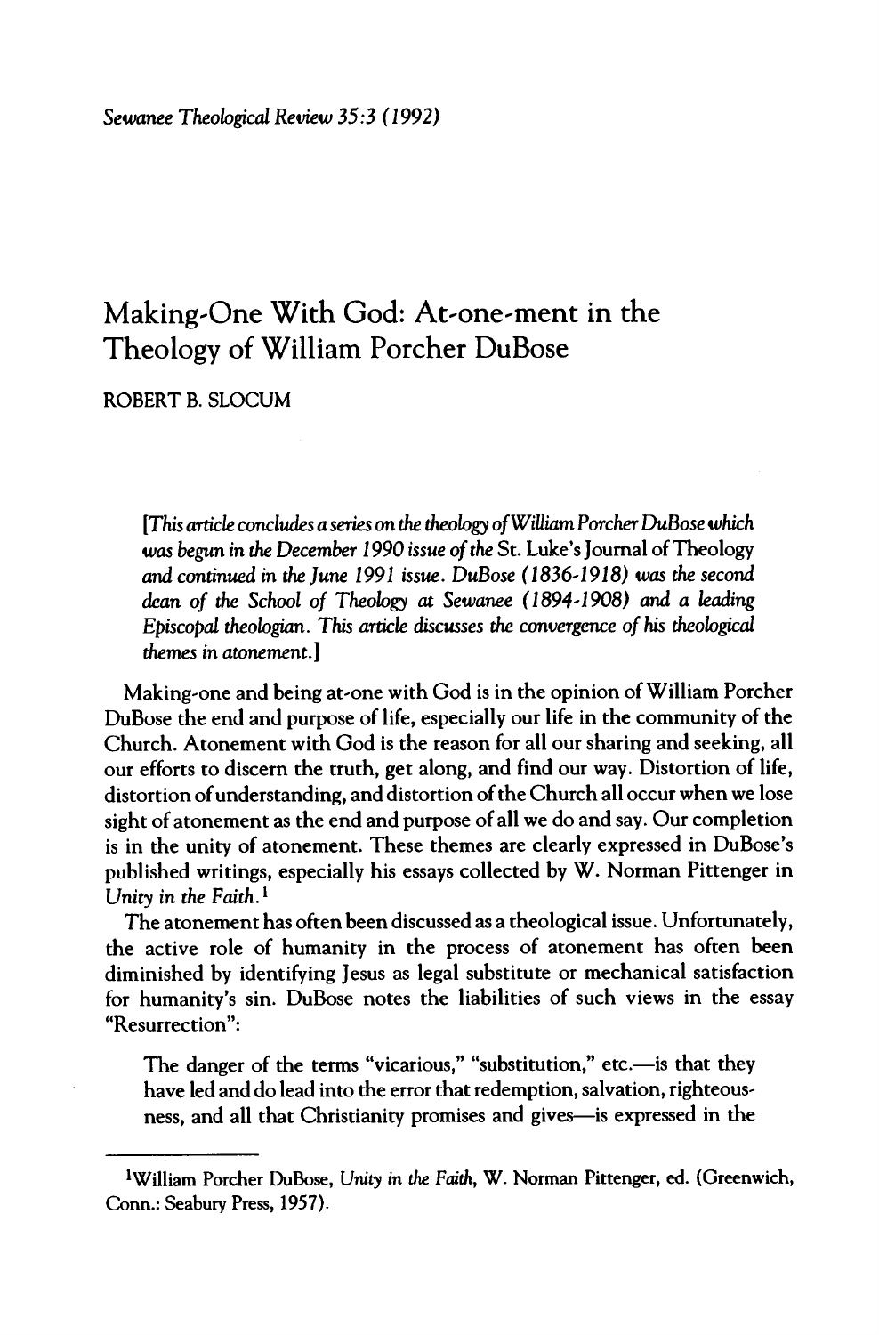# Making-One With God: At-one-ment in the Theology of William Porcher DuBose

ROBERT B. SLOCUM

> *[This article concludes a series on the theology of William Porcher DuBose which was begun in the December 1990 issue of the* St. Luke's Journal of Theology *and continued in the June 1991 issue. DuBose (1836-1918) was the second dean of the School of Theology at Sewanee (1894-1908) and a leading Episcopal theologian. This article discusses the convergence of his theological themes in atonement.]*

Making-one and being at-one with God is in the opinion of William Porcher DuBose the end and purpose of life, especially our life in the community of the Church. Atonement with God is the reason for all our sharing and seeking, all our efforts to discern the truth, get along, and find our way. Distortion of life, distortion of understanding, and distortion of the Church all occur when we lose sight of atonement as the end and purpose of all we do and say. Our completion is in the unity of atonement. These themes are clearly expressed in DuBose's published writings, especially his essays collected by W. Norman Pittenger in *Unity in the Faith.*[1]

The atonement has often been discussed as a theological issue. Unfortunately, the active role of humanity in the process of atonement has often been diminished by identifying Jesus as legal substitute or mechanical satisfaction for humanity's sin. DuBose notes the liabilities of such views in the essay "Resurrection":

> The danger of the terms "vicarious," "substitution," etc.—is that they have led and do lead into the error that redemption, salvation, righteousness, and all that Christianity promises and gives—is expressed in the

---

[1]William Porcher DuBose, *Unity in the Faith,* W. Norman Pittenger, ed. (Greenwich, Conn.: Seabury Press, 1957).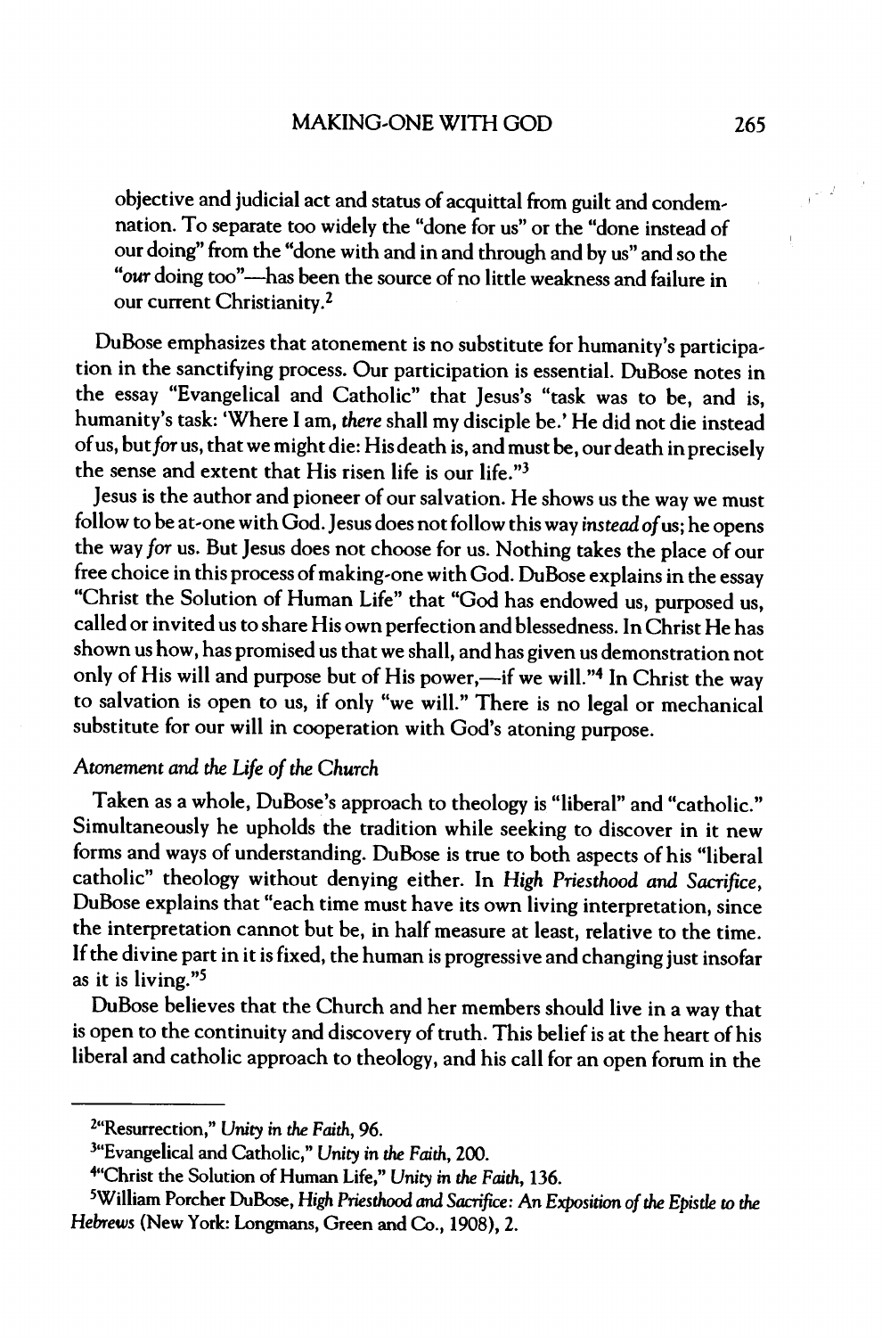objective and judicial act and status of acquittal from guilt and condemnation. To separate too widely the "done for us" or the "done instead of our doing" from the "done with and in and through and by us" and so the "*our* doing too"—has been the source of no little weakness and failure in our current Christianity.[2]

DuBose emphasizes that atonement is no substitute for humanity's participation in the sanctifying process. Our participation is essential. DuBose notes in the essay "Evangelical and Catholic" that Jesus's "task was to be, and is, humanity's task: 'Where I am, *there* shall my disciple be.' He did not die instead of us, but *for* us, that we might die: His death is, and must be, our death in precisely the sense and extent that His risen life is our life."[3]

Jesus is the author and pioneer of our salvation. He shows us the way we must follow to be at-one with God. Jesus does not follow this way *instead of* us; he opens the way *for* us. But Jesus does not choose for us. Nothing takes the place of our free choice in this process of making-one with God. DuBose explains in the essay "Christ the Solution of Human Life" that "God has endowed us, purposed us, called or invited us to share His own perfection and blessedness. In Christ He has shown us how, has promised us that we shall, and has given us demonstration not only of His will and purpose but of His power,—if we will."[4] In Christ the way to salvation is open to us, if only "we will." There is no legal or mechanical substitute for our will in cooperation with God's atoning purpose.

### *Atonement and the Life of the Church*

Taken as a whole, DuBose's approach to theology is "liberal" and "catholic." Simultaneously he upholds the tradition while seeking to discover in it new forms and ways of understanding. DuBose is true to both aspects of his "liberal catholic" theology without denying either. In *High Priesthood and Sacrifice*, DuBose explains that "each time must have its own living interpretation, since the interpretation cannot but be, in half measure at least, relative to the time. If the divine part in it is fixed, the human is progressive and changing just insofar as it is living."[5]

DuBose believes that the Church and her members should live in a way that is open to the continuity and discovery of truth. This belief is at the heart of his liberal and catholic approach to theology, and his call for an open forum in the

---

[2] "Resurrection," *Unity in the Faith*, 96.

[3] "Evangelical and Catholic," *Unity in the Faith*, 200.

[4] "Christ the Solution of Human Life," *Unity in the Faith*, 136.

[5] William Porcher DuBose, *High Priesthood and Sacrifice: An Exposition of the Epistle to the Hebrews* (New York: Longmans, Green and Co., 1908), 2.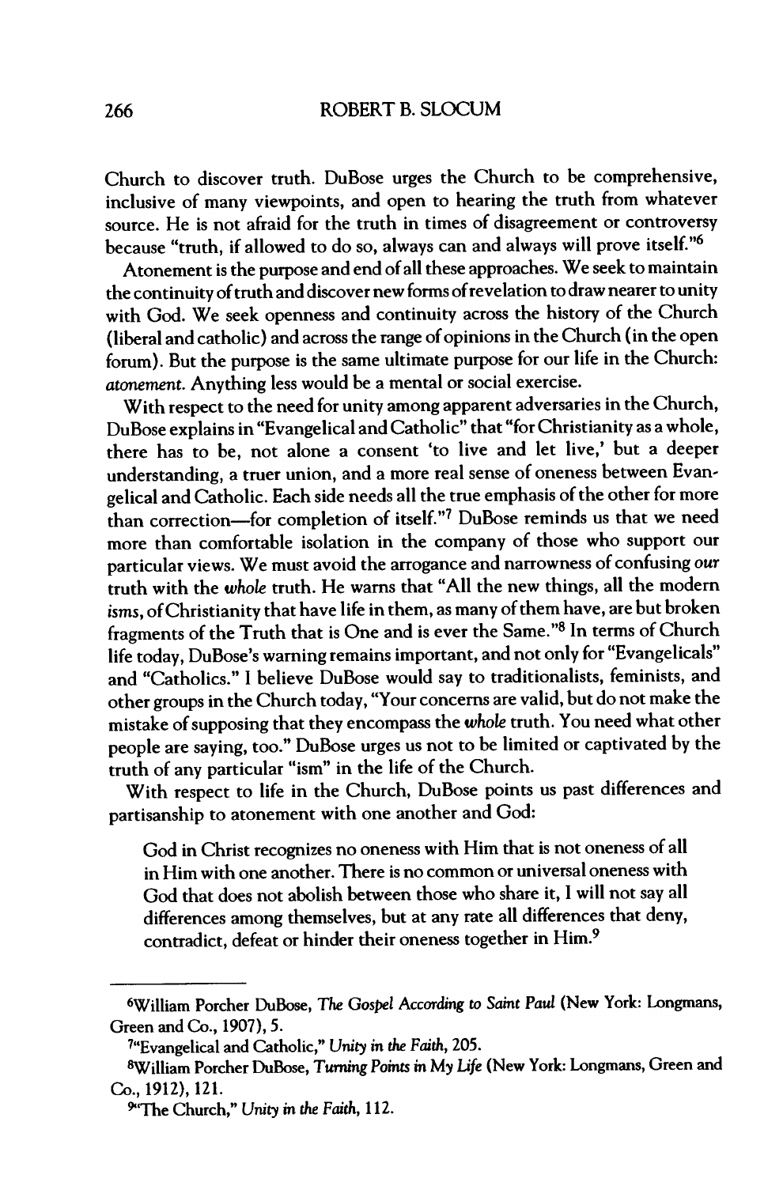Church to discover truth. DuBose urges the Church to be comprehensive, inclusive of many viewpoints, and open to hearing the truth from whatever source. He is not afraid for the truth in times of disagreement or controversy because "truth, if allowed to do so, always can and always will prove itself."[6]

Atonement is the purpose and end of all these approaches. We seek to maintain the continuity of truth and discover new forms of revelation to draw nearer to unity with God. We seek openness and continuity across the history of the Church (liberal and catholic) and across the range of opinions in the Church (in the open forum). But the purpose is the same ultimate purpose for our life in the Church: *atonement*. Anything less would be a mental or social exercise.

With respect to the need for unity among apparent adversaries in the Church, DuBose explains in "Evangelical and Catholic" that "for Christianity as a whole, there has to be, not alone a consent 'to live and let live,' but a deeper understanding, a truer union, and a more real sense of oneness between Evangelical and Catholic. Each side needs all the true emphasis of the other for more than correction—for completion of itself."[7] DuBose reminds us that we need more than comfortable isolation in the company of those who support our particular views. We must avoid the arrogance and narrowness of confusing *our* truth with the *whole* truth. He warns that "All the new things, all the modern *isms*, of Christianity that have life in them, as many of them have, are but broken fragments of the Truth that is One and is ever the Same."[8] In terms of Church life today, DuBose's warning remains important, and not only for "Evangelicals" and "Catholics." I believe DuBose would say to traditionalists, feminists, and other groups in the Church today, "Your concerns are valid, but do not make the mistake of supposing that they encompass the *whole* truth. You need what other people are saying, too." DuBose urges us not to be limited or captivated by the truth of any particular "ism" in the life of the Church.

With respect to life in the Church, DuBose points us past differences and partisanship to atonement with one another and God:

> God in Christ recognizes no oneness with Him that is not oneness of all in Him with one another. There is no common or universal oneness with God that does not abolish between those who share it, I will not say all differences among themselves, but at any rate all differences that deny, contradict, defeat or hinder their oneness together in Him.[9]

---

[6]William Porcher DuBose, *The Gospel According to Saint Paul* (New York: Longmans, Green and Co., 1907), 5.

[7]"Evangelical and Catholic," *Unity in the Faith*, 205.

[8]William Porcher DuBose, *Turning Points in My Life* (New York: Longmans, Green and Co., 1912), 121.

[9]"The Church," *Unity in the Faith*, 112.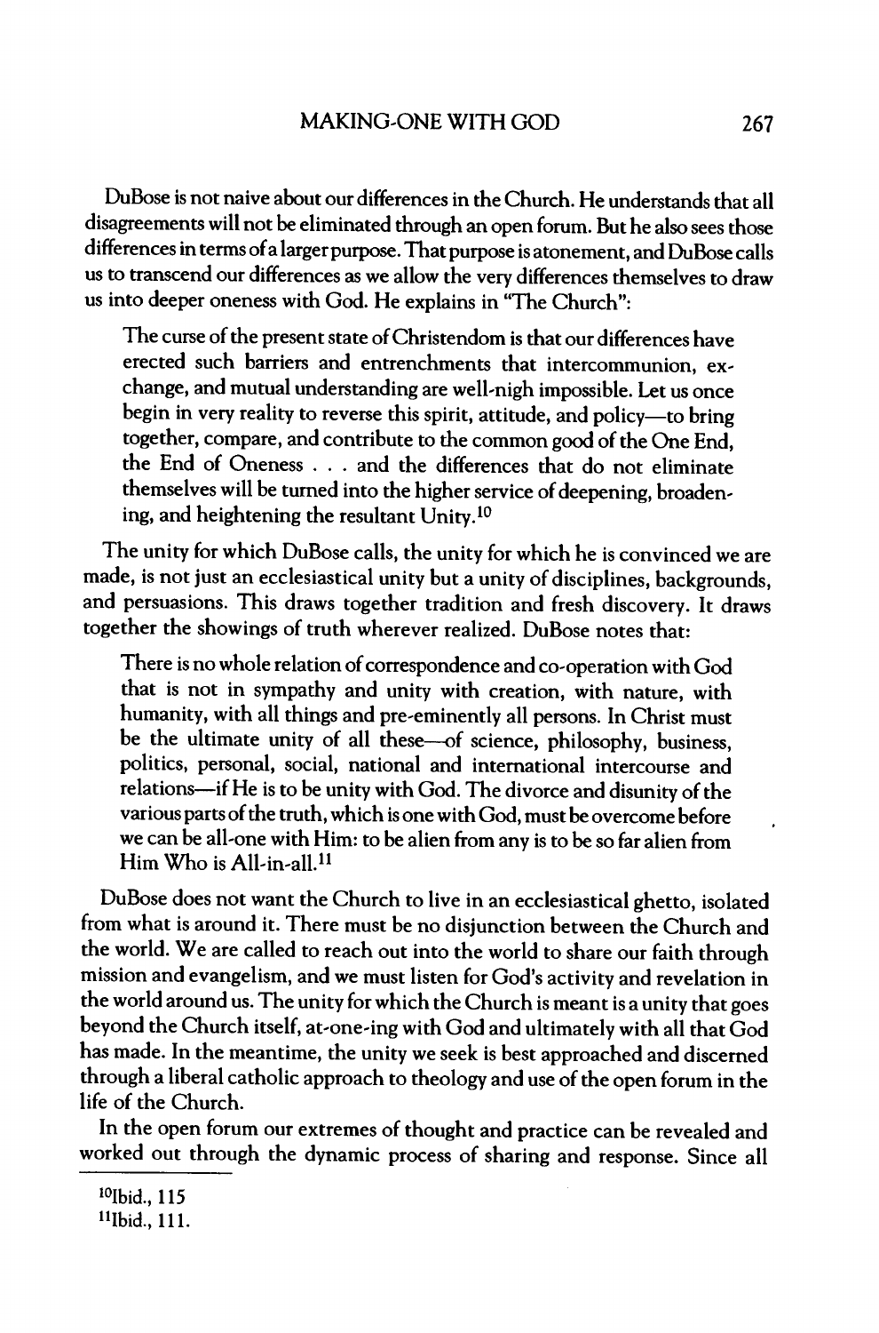DuBose is not naive about our differences in the Church. He understands that all disagreements will not be eliminated through an open forum. But he also sees those differences in terms of a larger purpose. That purpose is atonement, and DuBose calls us to transcend our differences as we allow the very differences themselves to draw us into deeper oneness with God. He explains in "The Church":

> The curse of the present state of Christendom is that our differences have erected such barriers and entrenchments that intercommunion, exchange, and mutual understanding are well-nigh impossible. Let us once begin in very reality to reverse this spirit, attitude, and policy—to bring together, compare, and contribute to the common good of the One End, the End of Oneness . . . and the differences that do not eliminate themselves will be turned into the higher service of deepening, broadening, and heightening the resultant Unity.[10]

The unity for which DuBose calls, the unity for which he is convinced we are made, is not just an ecclesiastical unity but a unity of disciplines, backgrounds, and persuasions. This draws together tradition and fresh discovery. It draws together the showings of truth wherever realized. DuBose notes that:

> There is no whole relation of correspondence and co-operation with God that is not in sympathy and unity with creation, with nature, with humanity, with all things and pre-eminently all persons. In Christ must be the ultimate unity of all these—of science, philosophy, business, politics, personal, social, national and international intercourse and relations—if He is to be unity with God. The divorce and disunity of the various parts of the truth, which is one with God, must be overcome before we can be all-one with Him: to be alien from any is to be so far alien from Him Who is All-in-all.[11]

DuBose does not want the Church to live in an ecclesiastical ghetto, isolated from what is around it. There must be no disjunction between the Church and the world. We are called to reach out into the world to share our faith through mission and evangelism, and we must listen for God's activity and revelation in the world around us. The unity for which the Church is meant is a unity that goes beyond the Church itself, at-one-ing with God and ultimately with all that God has made. In the meantime, the unity we seek is best approached and discerned through a liberal catholic approach to theology and use of the open forum in the life of the Church.

In the open forum our extremes of thought and practice can be revealed and worked out through the dynamic process of sharing and response. Since all

---

[10] Ibid., 115

[11] Ibid., 111.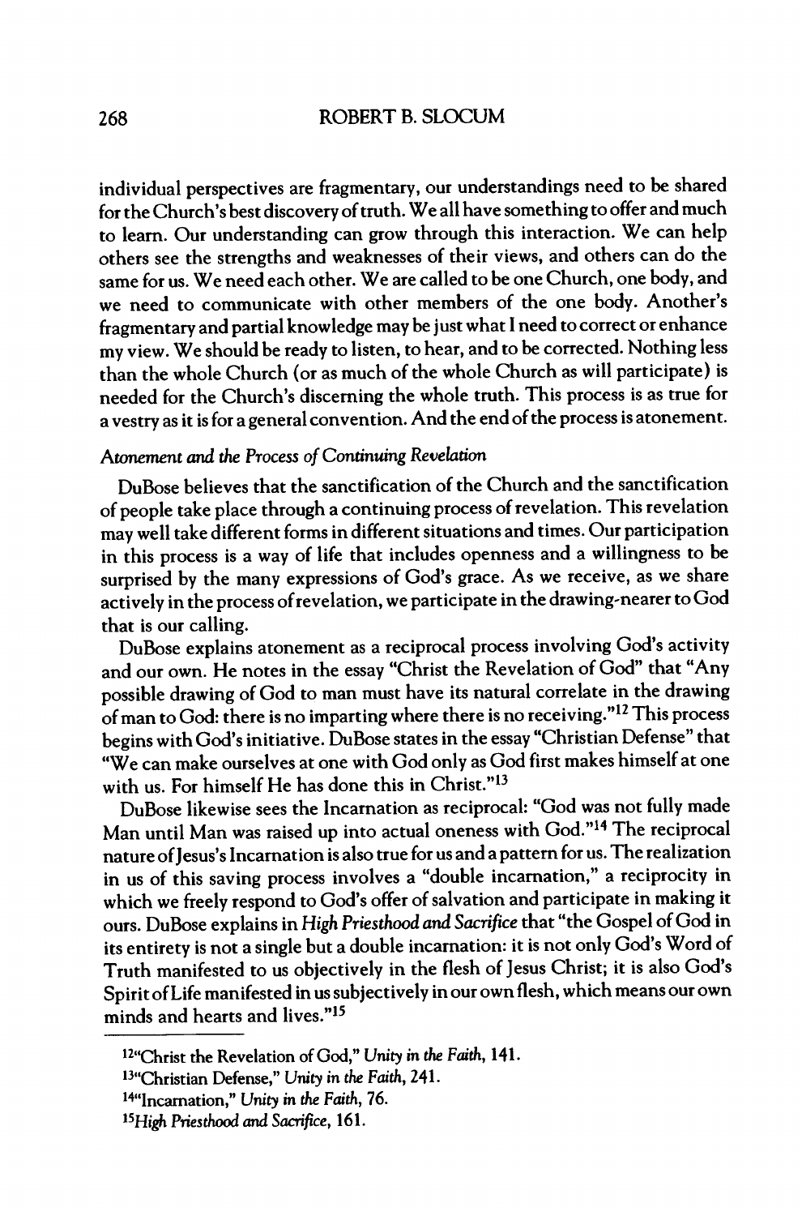individual perspectives are fragmentary, our understandings need to be shared for the Church's best discovery of truth. We all have something to offer and much to learn. Our understanding can grow through this interaction. We can help others see the strengths and weaknesses of their views, and others can do the same for us. We need each other. We are called to be one Church, one body, and we need to communicate with other members of the one body. Another's fragmentary and partial knowledge may be just what I need to correct or enhance my view. We should be ready to listen, to hear, and to be corrected. Nothing less than the whole Church (or as much of the whole Church as will participate) is needed for the Church's discerning the whole truth. This process is as true for a vestry as it is for a general convention. And the end of the process is atonement.

### *Atonement and the Process of Continuing Revelation*

DuBose believes that the sanctification of the Church and the sanctification of people take place through a continuing process of revelation. This revelation may well take different forms in different situations and times. Our participation in this process is a way of life that includes openness and a willingness to be surprised by the many expressions of God's grace. As we receive, as we share actively in the process of revelation, we participate in the drawing-nearer to God that is our calling.

DuBose explains atonement as a reciprocal process involving God's activity and our own. He notes in the essay "Christ the Revelation of God" that "Any possible drawing of God to man must have its natural correlate in the drawing of man to God: there is no imparting where there is no receiving."[12] This process begins with God's initiative. DuBose states in the essay "Christian Defense" that "We can make ourselves at one with God only as God first makes himself at one with us. For himself He has done this in Christ."[13]

DuBose likewise sees the Incarnation as reciprocal: "God was not fully made Man until Man was raised up into actual oneness with God."[14] The reciprocal nature of Jesus's Incarnation is also true for us and a pattern for us. The realization in us of this saving process involves a "double incarnation," a reciprocity in which we freely respond to God's offer of salvation and participate in making it ours. DuBose explains in *High Priesthood and Sacrifice* that "the Gospel of God in its entirety is not a single but a double incarnation: it is not only God's Word of Truth manifested to us objectively in the flesh of Jesus Christ; it is also God's Spirit of Life manifested in us subjectively in our own flesh, which means our own minds and hearts and lives."[15]

---

[12] "Christ the Revelation of God," *Unity in the Faith*, 141.

[13] "Christian Defense," *Unity in the Faith*, 241.

[14] "Incarnation," *Unity in the Faith*, 76.

[15] *High Priesthood and Sacrifice*, 161.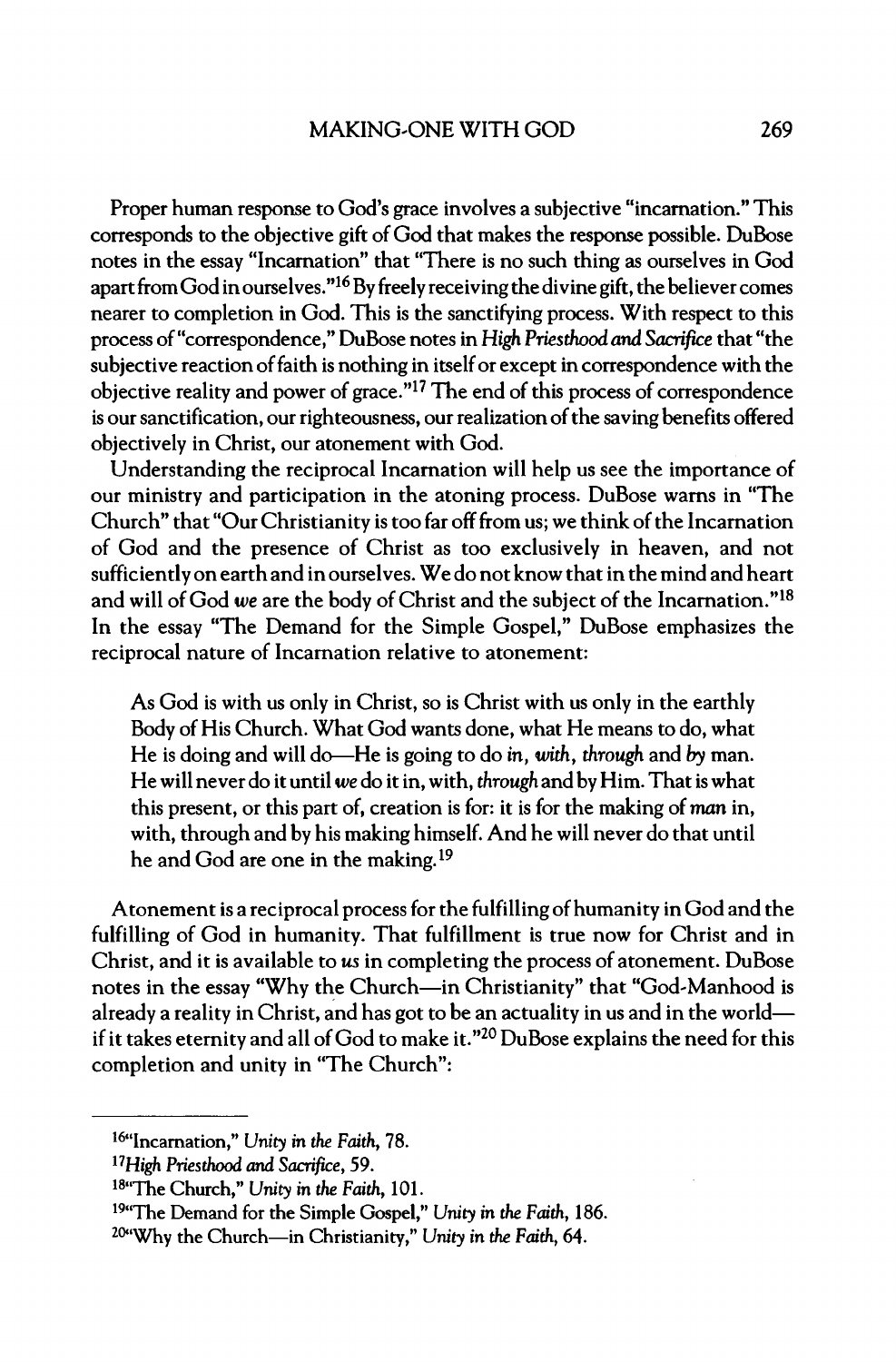Proper human response to God's grace involves a subjective "incarnation." This corresponds to the objective gift of God that makes the response possible. DuBose notes in the essay "Incarnation" that "There is no such thing as ourselves in God apart from God in ourselves."[16] By freely receiving the divine gift, the believer comes nearer to completion in God. This is the sanctifying process. With respect to this process of "correspondence," DuBose notes in *High Priesthood and Sacrifice* that "the subjective reaction of faith is nothing in itself or except in correspondence with the objective reality and power of grace."[17] The end of this process of correspondence is our sanctification, our righteousness, our realization of the saving benefits offered objectively in Christ, our atonement with God.

Understanding the reciprocal Incarnation will help us see the importance of our ministry and participation in the atoning process. DuBose warns in "The Church" that "Our Christianity is too far off from us; we think of the Incarnation of God and the presence of Christ as too exclusively in heaven, and not sufficiently on earth and in ourselves. We do not know that in the mind and heart and will of God *we* are the body of Christ and the subject of the Incarnation."[18] In the essay "The Demand for the Simple Gospel," DuBose emphasizes the reciprocal nature of Incarnation relative to atonement:

> As God is with us only in Christ, so is Christ with us only in the earthly Body of His Church. What God wants done, what He means to do, what He is doing and will do—He is going to do *in*, *with*, *through* and *by* man. He will never do it until *we* do it in, with, *through* and by Him. That is what this present, or this part of, creation is for: it is for the making of *man* in, with, through and by his making himself. And he will never do that until he and God are one in the making.[19]

Atonement is a reciprocal process for the fulfilling of humanity in God and the fulfilling of God in humanity. That fulfillment is true now for Christ and in Christ, and it is available to *us* in completing the process of atonement. DuBose notes in the essay "Why the Church—in Christianity" that "God-Manhood is already a reality in Christ, and has got to be an actuality in us and in the world—if it takes eternity and all of God to make it."[20] DuBose explains the need for this completion and unity in "The Church":

---

[16] "Incarnation," *Unity in the Faith*, 78.

[17] *High Priesthood and Sacrifice*, 59.

[18] "The Church," *Unity in the Faith*, 101.

[19] "The Demand for the Simple Gospel," *Unity in the Faith*, 186.

[20] "Why the Church—in Christianity," *Unity in the Faith*, 64.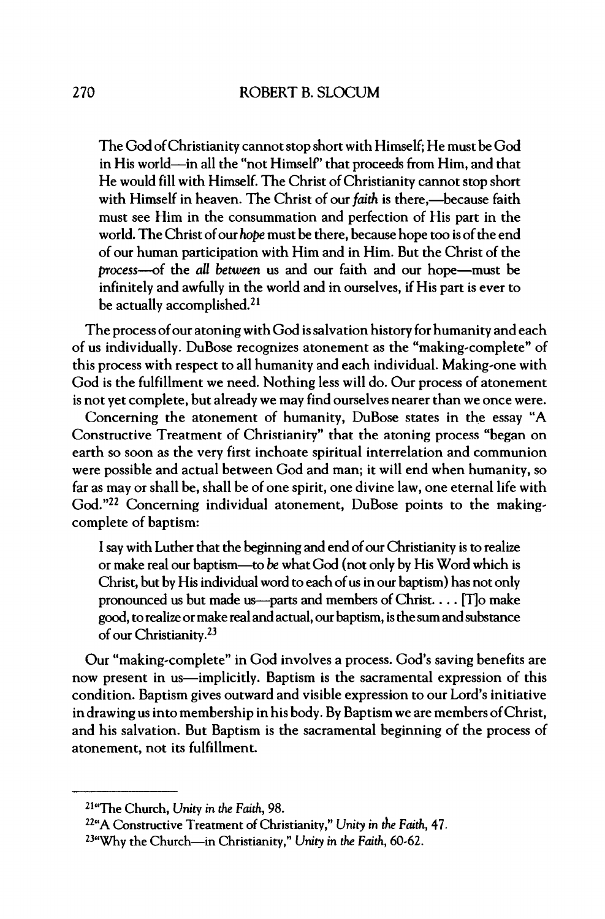> The God of Christianity cannot stop short with Himself; He must be God in His world—in all the "not Himself" that proceeds from Him, and that He would fill with Himself. The Christ of Christianity cannot stop short with Himself in heaven. The Christ of our *faith* is there,—because faith must see Him in the consummation and perfection of His part in the world. The Christ of our *hope* must be there, because hope too is of the end of our human participation with Him and in Him. But the Christ of the *process*—of the *all between* us and our faith and our hope—must be infinitely and awfully in the world and in ourselves, if His part is ever to be actually accomplished.[21]

The process of our atoning with God is salvation history for humanity and each of us individually. DuBose recognizes atonement as the "making-complete" of this process with respect to all humanity and each individual. Making-one with God is the fulfillment we need. Nothing less will do. Our process of atonement is not yet complete, but already we may find ourselves nearer than we once were.

Concerning the atonement of humanity, DuBose states in the essay "A Constructive Treatment of Christianity" that the atoning process "began on earth so soon as the very first inchoate spiritual interrelation and communion were possible and actual between God and man; it will end when humanity, so far as may or shall be, shall be of one spirit, one divine law, one eternal life with God."[22] Concerning individual atonement, DuBose points to the making-complete of baptism:

> I say with Luther that the beginning and end of our Christianity is to realize or make real our baptism—to *be* what God (not only by His Word which is Christ, but by His individual word to each of us in our baptism) has not only pronounced us but made us—parts and members of Christ. . . . [T]o make good, to realize or make real and actual, our baptism, is the sum and substance of our Christianity.[23]

Our "making-complete" in God involves a process. God's saving benefits are now present in us—implicitly. Baptism is the sacramental expression of this condition. Baptism gives outward and visible expression to our Lord's initiative in drawing us into membership in his body. By Baptism we are members of Christ, and his salvation. But Baptism is the sacramental beginning of the process of atonement, not its fulfillment.

---

[21] "The Church, *Unity in the Faith*, 98.

[22] "A Constructive Treatment of Christianity," *Unity in the Faith*, 47.

[23] "Why the Church—in Christianity," *Unity in the Faith*, 60-62.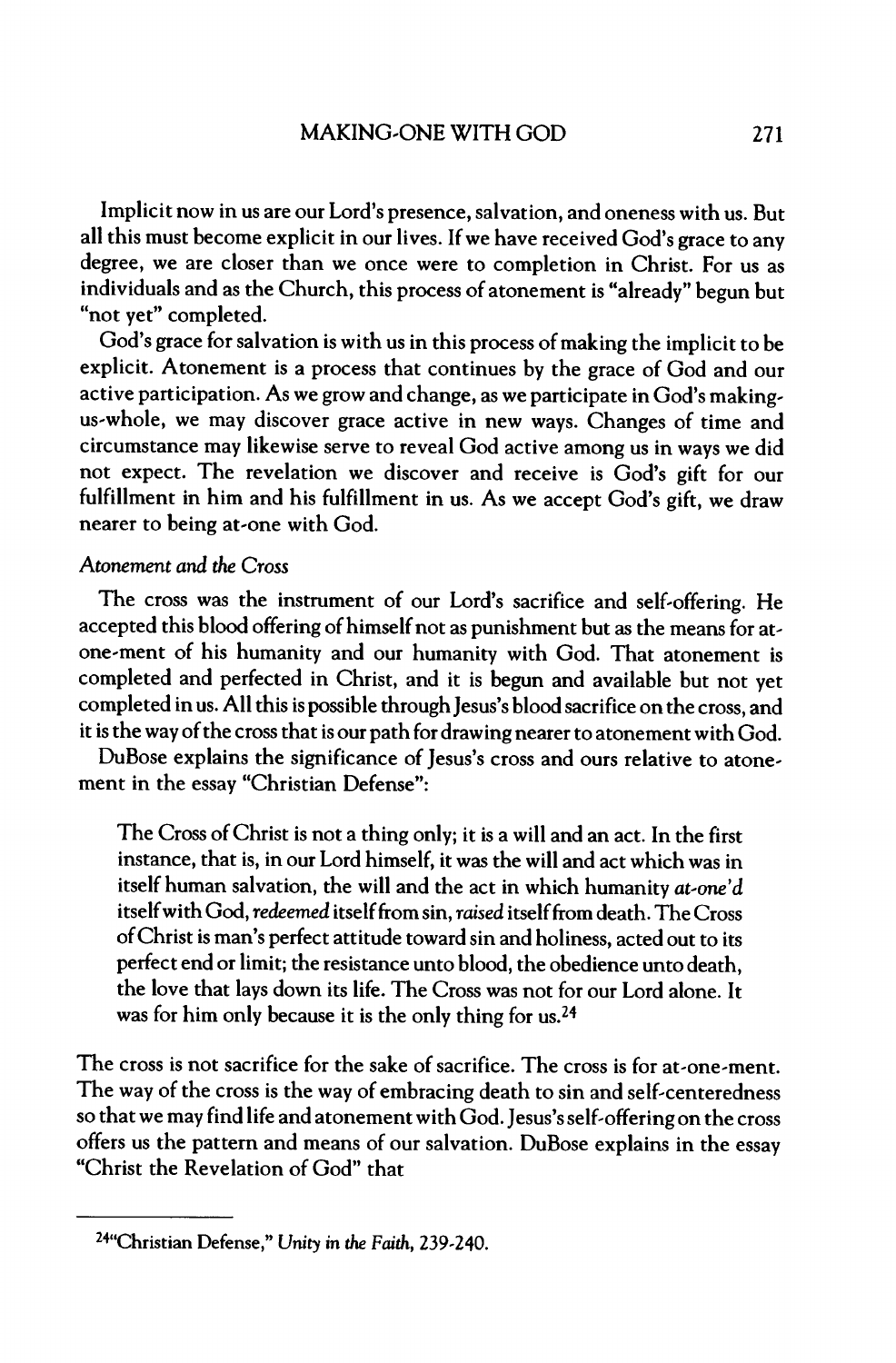Implicit now in us are our Lord's presence, salvation, and oneness with us. But all this must become explicit in our lives. If we have received God's grace to any degree, we are closer than we once were to completion in Christ. For us as individuals and as the Church, this process of atonement is "already" begun but "not yet" completed.

God's grace for salvation is with us in this process of making the implicit to be explicit. Atonement is a process that continues by the grace of God and our active participation. As we grow and change, as we participate in God's making-us-whole, we may discover grace active in new ways. Changes of time and circumstance may likewise serve to reveal God active among us in ways we did not expect. The revelation we discover and receive is God's gift for our fulfillment in him and his fulfillment in us. As we accept God's gift, we draw nearer to being at-one with God.

*Atonement and the Cross*

The cross was the instrument of our Lord's sacrifice and self-offering. He accepted this blood offering of himself not as punishment but as the means for at-one-ment of his humanity and our humanity with God. That atonement is completed and perfected in Christ, and it is begun and available but not yet completed in us. All this is possible through Jesus's blood sacrifice on the cross, and it is the way of the cross that is our path for drawing nearer to atonement with God.

DuBose explains the significance of Jesus's cross and ours relative to atonement in the essay "Christian Defense":

> The Cross of Christ is not a thing only; it is a will and an act. In the first instance, that is, in our Lord himself, it was the will and act which was in itself human salvation, the will and the act in which humanity *at-one'd* itself with God, *redeemed* itself from sin, *raised* itself from death. The Cross of Christ is man's perfect attitude toward sin and holiness, acted out to its perfect end or limit; the resistance unto blood, the obedience unto death, the love that lays down its life. The Cross was not for our Lord alone. It was for him only because it is the only thing for us.[24]

The cross is not sacrifice for the sake of sacrifice. The cross is for at-one-ment. The way of the cross is the way of embracing death to sin and self-centeredness so that we may find life and atonement with God. Jesus's self-offering on the cross offers us the pattern and means of our salvation. DuBose explains in the essay "Christ the Revelation of God" that

---

[24]"Christian Defense," *Unity in the Faith*, 239-240.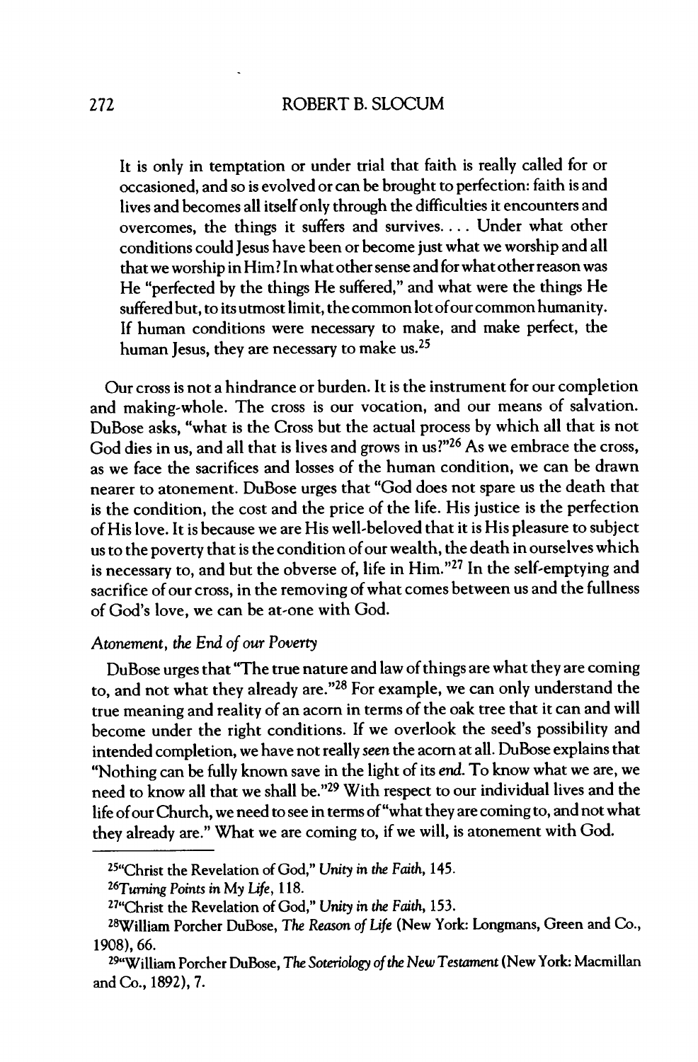> It is only in temptation or under trial that faith is really called for or occasioned, and so is evolved or can be brought to perfection: faith is and lives and becomes all itself only through the difficulties it encounters and overcomes, the things it suffers and survives. . . . Under what other conditions could Jesus have been or become just what we worship and all that we worship in Him? In what other sense and for what other reason was He "perfected by the things He suffered," and what were the things He suffered but, to its utmost limit, the common lot of our common humanity. If human conditions were necessary to make, and make perfect, the human Jesus, they are necessary to make us.[25]

Our cross is not a hindrance or burden. It is the instrument for our completion and making-whole. The cross is our vocation, and our means of salvation. DuBose asks, "what is the Cross but the actual process by which all that is not God dies in us, and all that is lives and grows in us?"[26] As we embrace the cross, as we face the sacrifices and losses of the human condition, we can be drawn nearer to atonement. DuBose urges that "God does not spare us the death that is the condition, the cost and the price of the life. His justice is the perfection of His love. It is because we are His well-beloved that it is His pleasure to subject us to the poverty that is the condition of our wealth, the death in ourselves which is necessary to, and but the obverse of, life in Him."[27] In the self-emptying and sacrifice of our cross, in the removing of what comes between us and the fullness of God's love, we can be at-one with God.

*Atonement, the End of our Poverty*

DuBose urges that "The true nature and law of things are what they are coming to, and not what they already are."[28] For example, we can only understand the true meaning and reality of an acorn in terms of the oak tree that it can and will become under the right conditions. If we overlook the seed's possibility and intended completion, we have not really *seen* the acorn at all. DuBose explains that "Nothing can be fully known save in the light of its *end*. To know what we are, we need to know all that we shall be."[29] With respect to our individual lives and the life of our Church, we need to see in terms of "what they are coming to, and not what they already are." What we are coming to, if we will, is atonement with God.

---

[25]"Christ the Revelation of God," *Unity in the Faith*, 145.

[26]*Turning Points in My Life*, 118.

[27]"Christ the Revelation of God," *Unity in the Faith*, 153.

[28]William Porcher DuBose, *The Reason of Life* (New York: Longmans, Green and Co., 1908), 66.

[29]"William Porcher DuBose, *The Soteriology of the New Testament* (New York: Macmillan and Co., 1892), 7.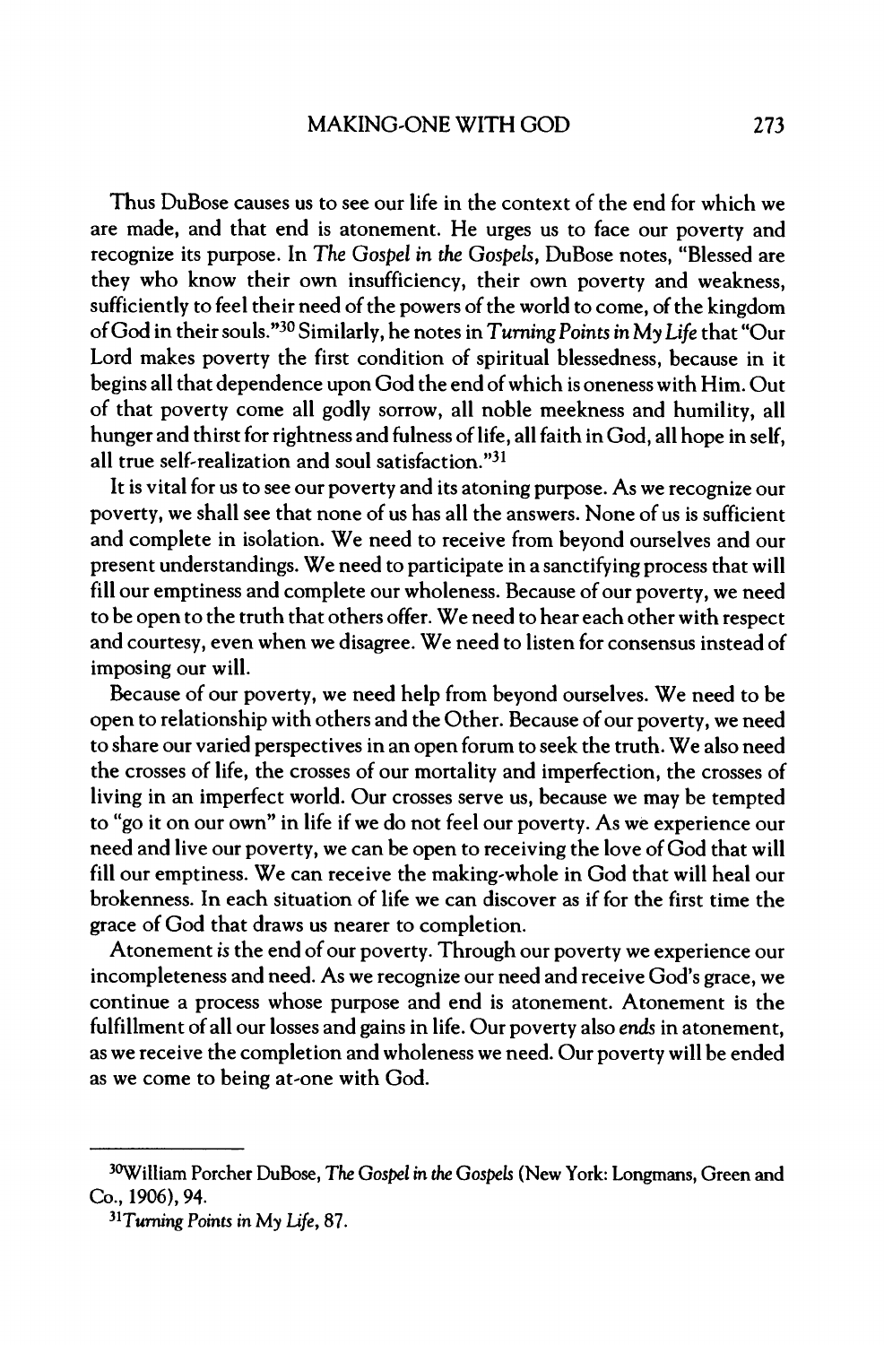Thus DuBose causes us to see our life in the context of the end for which we are made, and that end is atonement. He urges us to face our poverty and recognize its purpose. In *The Gospel in the Gospels*, DuBose notes, "Blessed are they who know their own insufficiency, their own poverty and weakness, sufficiently to feel their need of the powers of the world to come, of the kingdom of God in their souls."[30] Similarly, he notes in *Turning Points in My Life* that "Our Lord makes poverty the first condition of spiritual blessedness, because in it begins all that dependence upon God the end of which is oneness with Him. Out of that poverty come all godly sorrow, all noble meekness and humility, all hunger and thirst for rightness and fulness of life, all faith in God, all hope in self, all true self-realization and soul satisfaction."[31]

It is vital for us to see our poverty and its atoning purpose. As we recognize our poverty, we shall see that none of us has all the answers. None of us is sufficient and complete in isolation. We need to receive from beyond ourselves and our present understandings. We need to participate in a sanctifying process that will fill our emptiness and complete our wholeness. Because of our poverty, we need to be open to the truth that others offer. We need to hear each other with respect and courtesy, even when we disagree. We need to listen for consensus instead of imposing our will.

Because of our poverty, we need help from beyond ourselves. We need to be open to relationship with others and the Other. Because of our poverty, we need to share our varied perspectives in an open forum to seek the truth. We also need the crosses of life, the crosses of our mortality and imperfection, the crosses of living in an imperfect world. Our crosses serve us, because we may be tempted to "go it on our own" in life if we do not feel our poverty. As we experience our need and live our poverty, we can be open to receiving the love of God that will fill our emptiness. We can receive the making-whole in God that will heal our brokenness. In each situation of life we can discover as if for the first time the grace of God that draws us nearer to completion.

Atonement *is* the end of our poverty. Through our poverty we experience our incompleteness and need. As we recognize our need and receive God's grace, we continue a process whose purpose and end is atonement. Atonement is the fulfillment of all our losses and gains in life. Our poverty also *ends* in atonement, as we receive the completion and wholeness we need. Our poverty will be ended as we come to being at-one with God.

---

[30] William Porcher DuBose, *The Gospel in the Gospels* (New York: Longmans, Green and Co., 1906), 94.

[31] *Turning Points in My Life*, 87.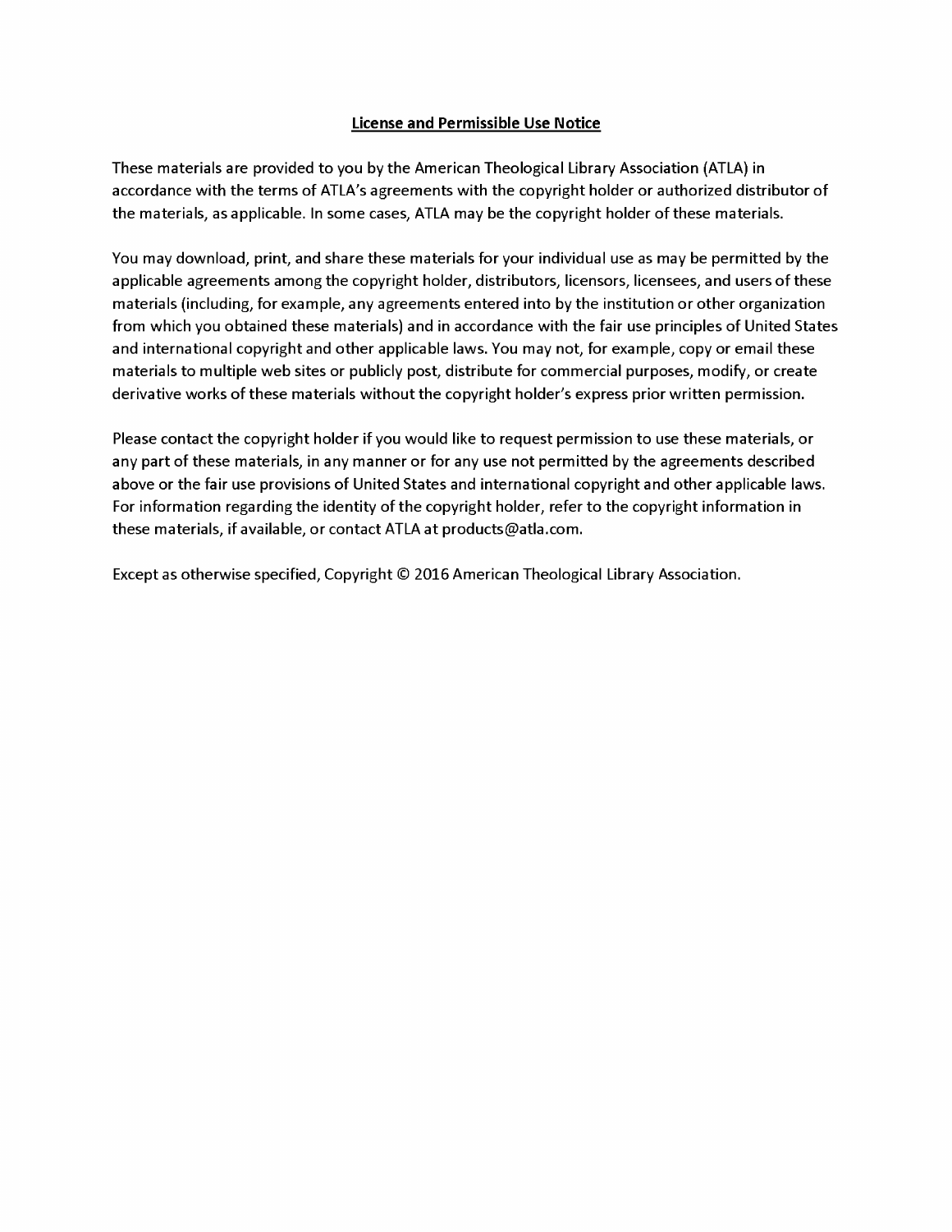## License and Permissible Use Notice

These materials are provided to you by the American Theological Library Association (ATLA) in accordance with the terms of ATLA's agreements with the copyright holder or authorized distributor of the materials, as applicable. In some cases, ATLA may be the copyright holder of these materials.

You may download, print, and share these materials for your individual use as may be permitted by the applicable agreements among the copyright holder, distributors, licensors, licensees, and users of these materials (including, for example, any agreements entered into by the institution or other organization from which you obtained these materials) and in accordance with the fair use principles of United States and international copyright and other applicable laws. You may not, for example, copy or email these materials to multiple web sites or publicly post, distribute for commercial purposes, modify, or create derivative works of these materials without the copyright holder's express prior written permission.

Please contact the copyright holder if you would like to request permission to use these materials, or any part of these materials, in any manner or for any use not permitted by the agreements described above or the fair use provisions of United States and international copyright and other applicable laws. For information regarding the identity of the copyright holder, refer to the copyright information in these materials, if available, or contact ATLA at products@atla.com.

Except as otherwise specified, Copyright © 2016 American Theological Library Association.